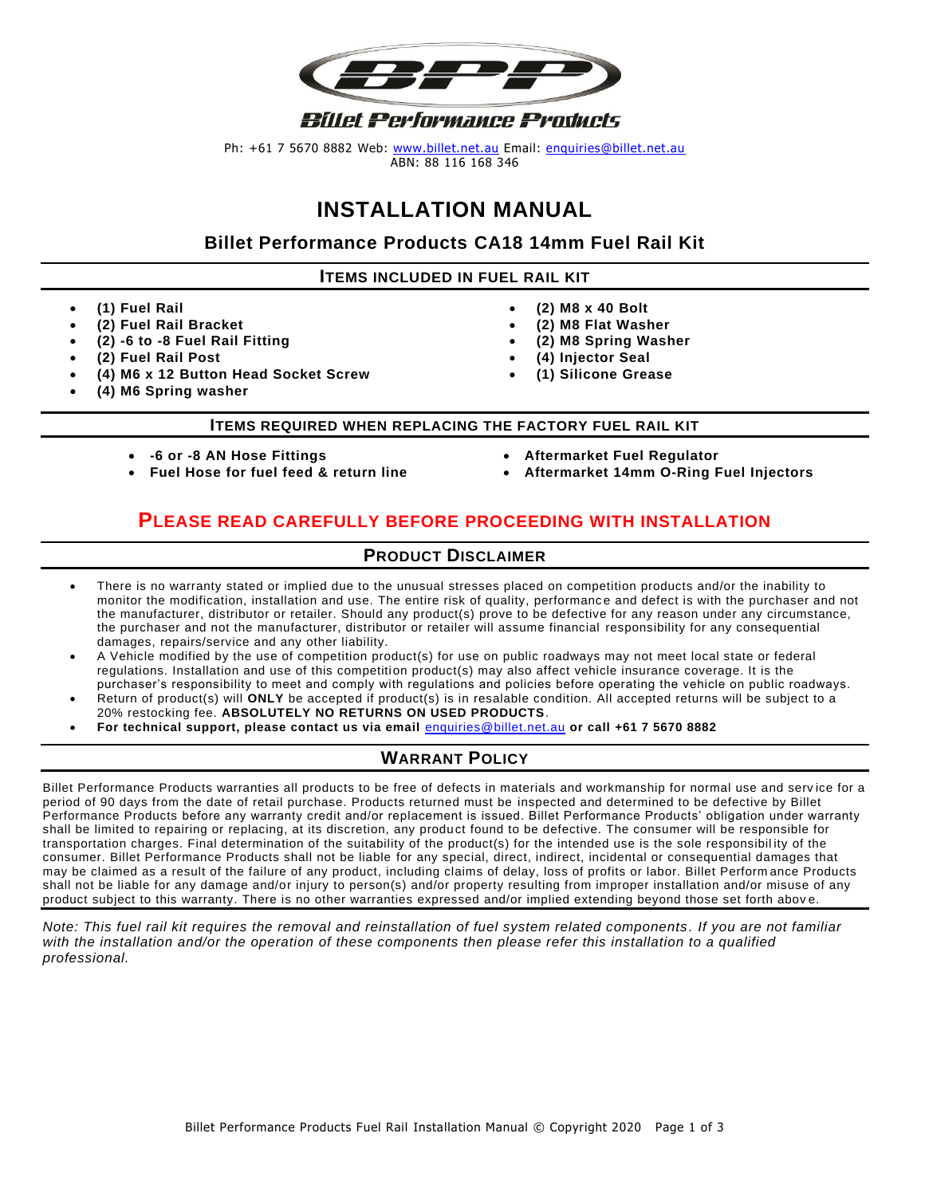**Billet Performance Products**

Ph: +61 7 5670 8882 Web: www.billet.net.au Email: enquiries@billet.net.au
ABN: 88 116 168 346

# INSTALLATION MANUAL

## Billet Performance Products CA18 14mm Fuel Rail Kit

### ITEMS INCLUDED IN FUEL RAIL KIT

- **(1) Fuel Rail**
- **(2) Fuel Rail Bracket**
- **(2) -6 to -8 Fuel Rail Fitting**
- **(2) Fuel Rail Post**
- **(4) M6 x 12 Button Head Socket Screw**
- **(4) M6 Spring washer**
- **(2) M8 x 40 Bolt**
- **(2) M8 Flat Washer**
- **(2) M8 Spring Washer**
- **(4) Injector Seal**
- **(1) Silicone Grease**

### ITEMS REQUIRED WHEN REPLACING THE FACTORY FUEL RAIL KIT

- **-6 or -8 AN Hose Fittings**
- **Fuel Hose for fuel feed & return line**
- **Aftermarket Fuel Regulator**
- **Aftermarket 14mm O-Ring Fuel Injectors**

## PLEASE READ CAREFULLY BEFORE PROCEEDING WITH INSTALLATION

### PRODUCT DISCLAIMER

- There is no warranty stated or implied due to the unusual stresses placed on competition products and/or the inability to monitor the modification, installation and use. The entire risk of quality, performance and defect is with the purchaser and not the manufacturer, distributor or retailer. Should any product(s) prove to be defective for any reason under any circumstance, the purchaser and not the manufacturer, distributor or retailer will assume financial responsibility for any consequential damages, repairs/service and any other liability.
- A Vehicle modified by the use of competition product(s) for use on public roadways may not meet local state or federal regulations. Installation and use of this competition product(s) may also affect vehicle insurance coverage. It is the purchaser's responsibility to meet and comply with regulations and policies before operating the vehicle on public roadways.
- Return of product(s) will **ONLY** be accepted if product(s) is in resalable condition. All accepted returns will be subject to a 20% restocking fee. **ABSOLUTELY NO RETURNS ON USED PRODUCTS**.
- **For technical support, please contact us via email** enquiries@billet.net.au **or call +61 7 5670 8882**

### WARRANT POLICY

Billet Performance Products warranties all products to be free of defects in materials and workmanship for normal use and service for a period of 90 days from the date of retail purchase. Products returned must be inspected and determined to be defective by Billet Performance Products before any warranty credit and/or replacement is issued. Billet Performance Products' obligation under warranty shall be limited to repairing or replacing, at its discretion, any product found to be defective. The consumer will be responsible for transportation charges. Final determination of the suitability of the product(s) for the intended use is the sole responsibility of the consumer. Billet Performance Products shall not be liable for any special, direct, indirect, incidental or consequential damages that may be claimed as a result of the failure of any product, including claims of delay, loss of profits or labor. Billet Performance Products shall not be liable for any damage and/or injury to person(s) and/or property resulting from improper installation and/or misuse of any product subject to this warranty. There is no other warranties expressed and/or implied extending beyond those set forth above.

*Note: This fuel rail kit requires the removal and reinstallation of fuel system related components. If you are not familiar with the installation and/or the operation of these components then please refer this installation to a qualified professional.*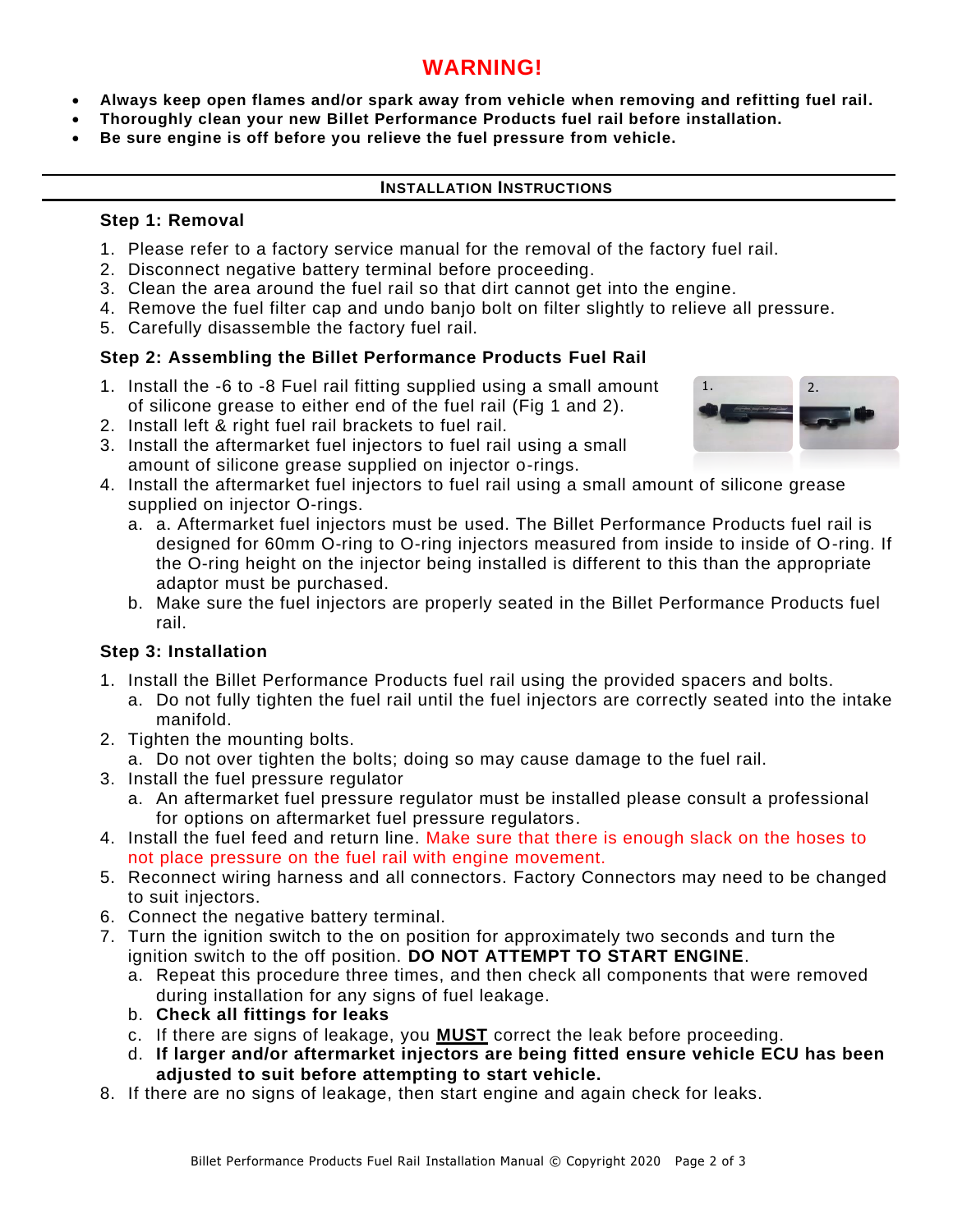# WARNING!

- **Always keep open flames and/or spark away from vehicle when removing and refitting fuel rail.**
- **Thoroughly clean your new Billet Performance Products fuel rail before installation.**
- **Be sure engine is off before you relieve the fuel pressure from vehicle.**

---

## INSTALLATION INSTRUCTIONS

---

### Step 1: Removal

1. Please refer to a factory service manual for the removal of the factory fuel rail.
2. Disconnect negative battery terminal before proceeding.
3. Clean the area around the fuel rail so that dirt cannot get into the engine.
4. Remove the fuel filter cap and undo banjo bolt on filter slightly to relieve all pressure.
5. Carefully disassemble the factory fuel rail.

### Step 2: Assembling the Billet Performance Products Fuel Rail

1. Install the -6 to -8 Fuel rail fitting supplied using a small amount of silicone grease to either end of the fuel rail (Fig 1 and 2).
2. Install left & right fuel rail brackets to fuel rail.
3. Install the aftermarket fuel injectors to fuel rail using a small amount of silicone grease supplied on injector o-rings.
4. Install the aftermarket fuel injectors to fuel rail using a small amount of silicone grease supplied on injector O-rings.
   a. a. Aftermarket fuel injectors must be used. The Billet Performance Products fuel rail is designed for 60mm O-ring to O-ring injectors measured from inside to inside of O-ring. If the O-ring height on the injector being installed is different to this than the appropriate adaptor must be purchased.
   b. Make sure the fuel injectors are properly seated in the Billet Performance Products fuel rail.

### Step 3: Installation

1. Install the Billet Performance Products fuel rail using the provided spacers and bolts.
   a. Do not fully tighten the fuel rail until the fuel injectors are correctly seated into the intake manifold.
2. Tighten the mounting bolts.
   a. Do not over tighten the bolts; doing so may cause damage to the fuel rail.
3. Install the fuel pressure regulator
   a. An aftermarket fuel pressure regulator must be installed please consult a professional for options on aftermarket fuel pressure regulators.
4. Install the fuel feed and return line. Make sure that there is enough slack on the hoses to not place pressure on the fuel rail with engine movement.
5. Reconnect wiring harness and all connectors. Factory Connectors may need to be changed to suit injectors.
6. Connect the negative battery terminal.
7. Turn the ignition switch to the on position for approximately two seconds and turn the ignition switch to the off position. **DO NOT ATTEMPT TO START ENGINE**.
   a. Repeat this procedure three times, and then check all components that were removed during installation for any signs of fuel leakage.
   b. **Check all fittings for leaks**
   c. If there are signs of leakage, you **MUST** correct the leak before proceeding.
   d. **If larger and/or aftermarket injectors are being fitted ensure vehicle ECU has been adjusted to suit before attempting to start vehicle.**
8. If there are no signs of leakage, then start engine and again check for leaks.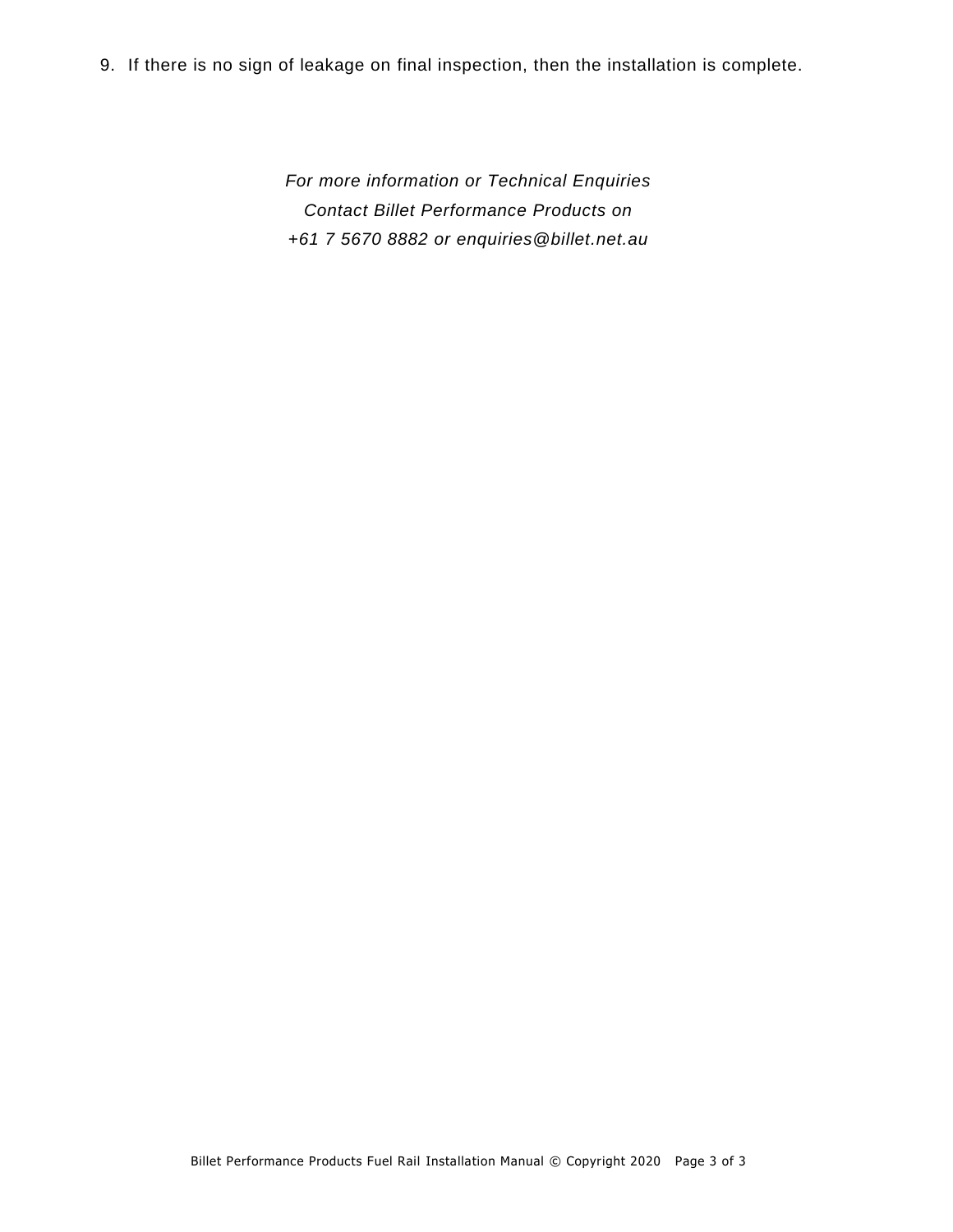9. If there is no sign of leakage on final inspection, then the installation is complete.

*For more information or Technical Enquiries*
*Contact Billet Performance Products on*
*+61 7 5670 8882 or enquiries@billet.net.au*